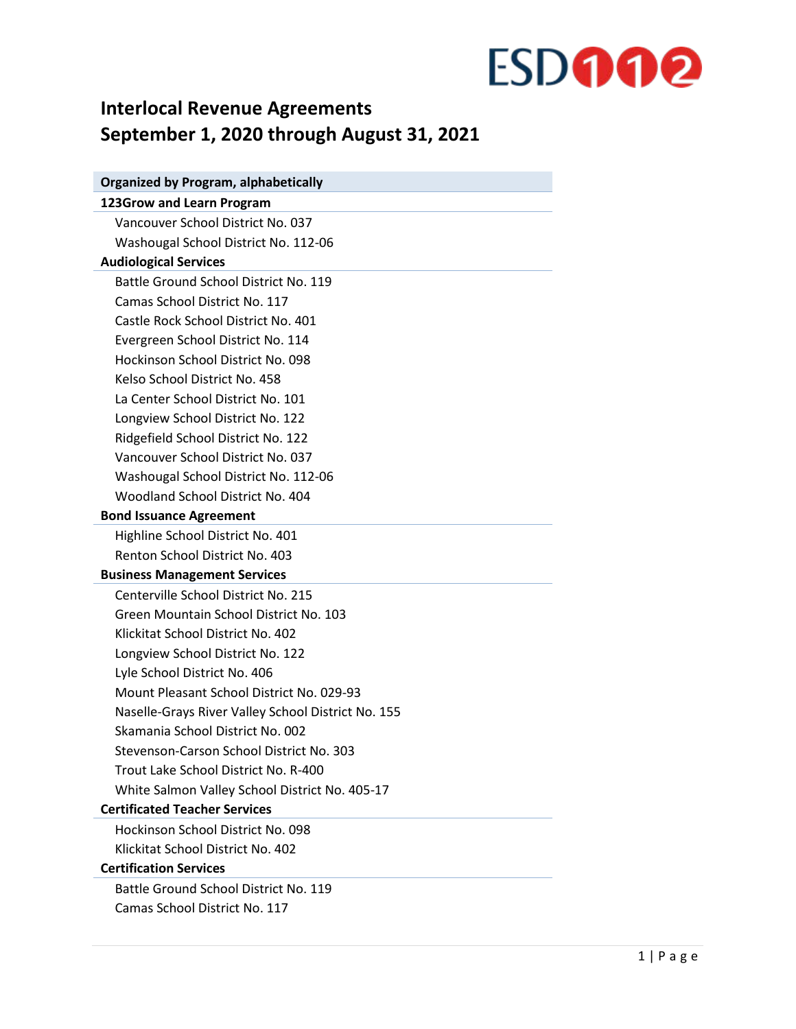# Interlocal Revenue Agreements
## September 1, 2020 through August 31, 2021

**Organized by Program, alphabetically**

**123Grow and Learn Program**

- Vancouver School District No. 037
- Washougal School District No. 112-06

**Audiological Services**

- Battle Ground School District No. 119
- Camas School District No. 117
- Castle Rock School District No. 401
- Evergreen School District No. 114
- Hockinson School District No. 098
- Kelso School District No. 458
- La Center School District No. 101
- Longview School District No. 122
- Ridgefield School District No. 122
- Vancouver School District No. 037
- Washougal School District No. 112-06
- Woodland School District No. 404

**Bond Issuance Agreement**

- Highline School District No. 401
- Renton School District No. 403

**Business Management Services**

- Centerville School District No. 215
- Green Mountain School District No. 103
- Klickitat School District No. 402
- Longview School District No. 122
- Lyle School District No. 406
- Mount Pleasant School District No. 029-93
- Naselle-Grays River Valley School District No. 155
- Skamania School District No. 002
- Stevenson-Carson School District No. 303
- Trout Lake School District No. R-400
- White Salmon Valley School District No. 405-17

**Certificated Teacher Services**

- Hockinson School District No. 098
- Klickitat School District No. 402

**Certification Services**

- Battle Ground School District No. 119
- Camas School District No. 117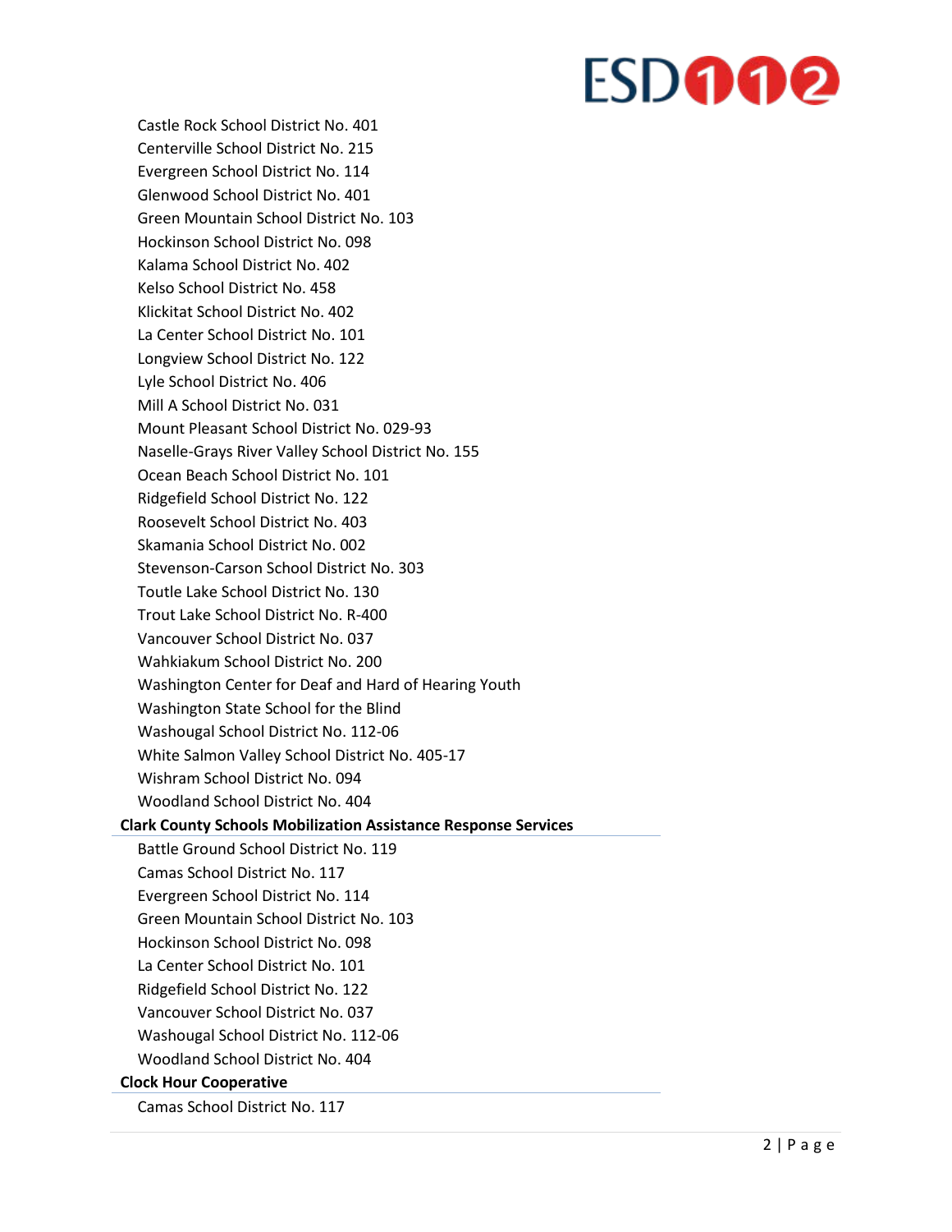- Castle Rock School District No. 401
- Centerville School District No. 215
- Evergreen School District No. 114
- Glenwood School District No. 401
- Green Mountain School District No. 103
- Hockinson School District No. 098
- Kalama School District No. 402
- Kelso School District No. 458
- Klickitat School District No. 402
- La Center School District No. 101
- Longview School District No. 122
- Lyle School District No. 406
- Mill A School District No. 031
- Mount Pleasant School District No. 029-93
- Naselle-Grays River Valley School District No. 155
- Ocean Beach School District No. 101
- Ridgefield School District No. 122
- Roosevelt School District No. 403
- Skamania School District No. 002
- Stevenson-Carson School District No. 303
- Toutle Lake School District No. 130
- Trout Lake School District No. R-400
- Vancouver School District No. 037
- Wahkiakum School District No. 200
- Washington Center for Deaf and Hard of Hearing Youth
- Washington State School for the Blind
- Washougal School District No. 112-06
- White Salmon Valley School District No. 405-17
- Wishram School District No. 094
- Woodland School District No. 404

**Clark County Schools Mobilization Assistance Response Services**

- Battle Ground School District No. 119
- Camas School District No. 117
- Evergreen School District No. 114
- Green Mountain School District No. 103
- Hockinson School District No. 098
- La Center School District No. 101
- Ridgefield School District No. 122
- Vancouver School District No. 037
- Washougal School District No. 112-06
- Woodland School District No. 404

**Clock Hour Cooperative**

- Camas School District No. 117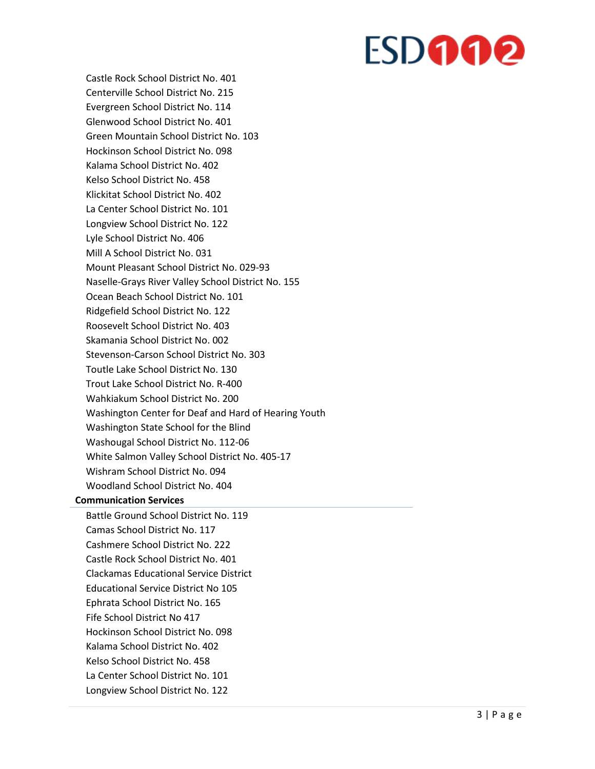Castle Rock School District No. 401
Centerville School District No. 215
Evergreen School District No. 114
Glenwood School District No. 401
Green Mountain School District No. 103
Hockinson School District No. 098
Kalama School District No. 402
Kelso School District No. 458
Klickitat School District No. 402
La Center School District No. 101
Longview School District No. 122
Lyle School District No. 406
Mill A School District No. 031
Mount Pleasant School District No. 029-93
Naselle-Grays River Valley School District No. 155
Ocean Beach School District No. 101
Ridgefield School District No. 122
Roosevelt School District No. 403
Skamania School District No. 002
Stevenson-Carson School District No. 303
Toutle Lake School District No. 130
Trout Lake School District No. R-400
Wahkiakum School District No. 200
Washington Center for Deaf and Hard of Hearing Youth
Washington State School for the Blind
Washougal School District No. 112-06
White Salmon Valley School District No. 405-17
Wishram School District No. 094
Woodland School District No. 404

**Communication Services**

Battle Ground School District No. 119
Camas School District No. 117
Cashmere School District No. 222
Castle Rock School District No. 401
Clackamas Educational Service District
Educational Service District No 105
Ephrata School District No. 165
Fife School District No 417
Hockinson School District No. 098
Kalama School District No. 402
Kelso School District No. 458
La Center School District No. 101
Longview School District No. 122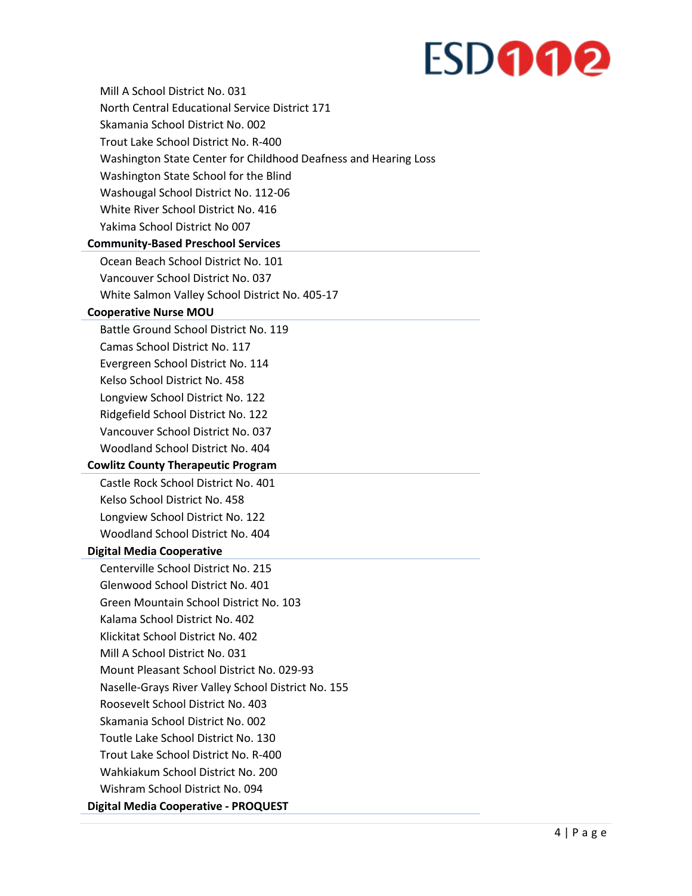- Mill A School District No. 031
- North Central Educational Service District 171
- Skamania School District No. 002
- Trout Lake School District No. R-400
- Washington State Center for Childhood Deafness and Hearing Loss
- Washington State School for the Blind
- Washougal School District No. 112-06
- White River School District No. 416
- Yakima School District No 007

**Community-Based Preschool Services**

- Ocean Beach School District No. 101
- Vancouver School District No. 037
- White Salmon Valley School District No. 405-17

**Cooperative Nurse MOU**

- Battle Ground School District No. 119
- Camas School District No. 117
- Evergreen School District No. 114
- Kelso School District No. 458
- Longview School District No. 122
- Ridgefield School District No. 122
- Vancouver School District No. 037
- Woodland School District No. 404

**Cowlitz County Therapeutic Program**

- Castle Rock School District No. 401
- Kelso School District No. 458
- Longview School District No. 122
- Woodland School District No. 404

**Digital Media Cooperative**

- Centerville School District No. 215
- Glenwood School District No. 401
- Green Mountain School District No. 103
- Kalama School District No. 402
- Klickitat School District No. 402
- Mill A School District No. 031
- Mount Pleasant School District No. 029-93
- Naselle-Grays River Valley School District No. 155
- Roosevelt School District No. 403
- Skamania School District No. 002
- Toutle Lake School District No. 130
- Trout Lake School District No. R-400
- Wahkiakum School District No. 200
- Wishram School District No. 094

**Digital Media Cooperative - PROQUEST**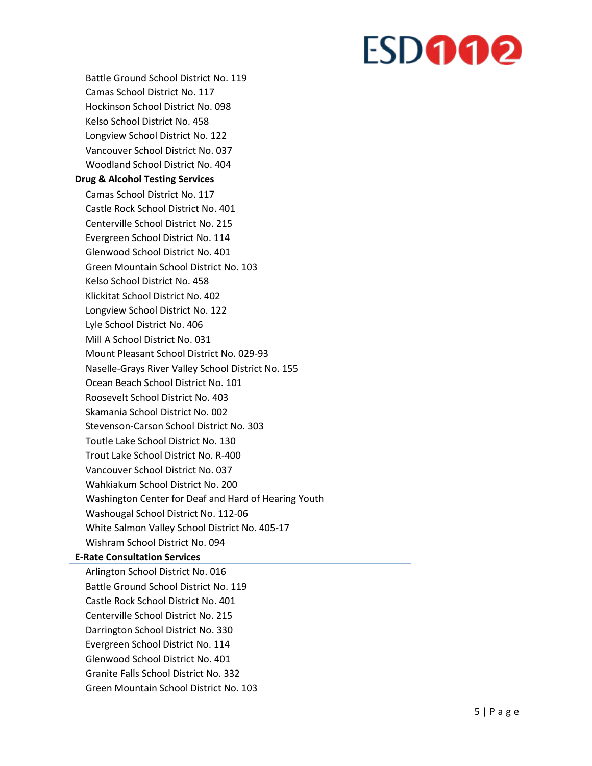- Battle Ground School District No. 119
- Camas School District No. 117
- Hockinson School District No. 098
- Kelso School District No. 458
- Longview School District No. 122
- Vancouver School District No. 037
- Woodland School District No. 404

### Drug & Alcohol Testing Services

- Camas School District No. 117
- Castle Rock School District No. 401
- Centerville School District No. 215
- Evergreen School District No. 114
- Glenwood School District No. 401
- Green Mountain School District No. 103
- Kelso School District No. 458
- Klickitat School District No. 402
- Longview School District No. 122
- Lyle School District No. 406
- Mill A School District No. 031
- Mount Pleasant School District No. 029-93
- Naselle-Grays River Valley School District No. 155
- Ocean Beach School District No. 101
- Roosevelt School District No. 403
- Skamania School District No. 002
- Stevenson-Carson School District No. 303
- Toutle Lake School District No. 130
- Trout Lake School District No. R-400
- Vancouver School District No. 037
- Wahkiakum School District No. 200
- Washington Center for Deaf and Hard of Hearing Youth
- Washougal School District No. 112-06
- White Salmon Valley School District No. 405-17
- Wishram School District No. 094

### E-Rate Consultation Services

- Arlington School District No. 016
- Battle Ground School District No. 119
- Castle Rock School District No. 401
- Centerville School District No. 215
- Darrington School District No. 330
- Evergreen School District No. 114
- Glenwood School District No. 401
- Granite Falls School District No. 332
- Green Mountain School District No. 103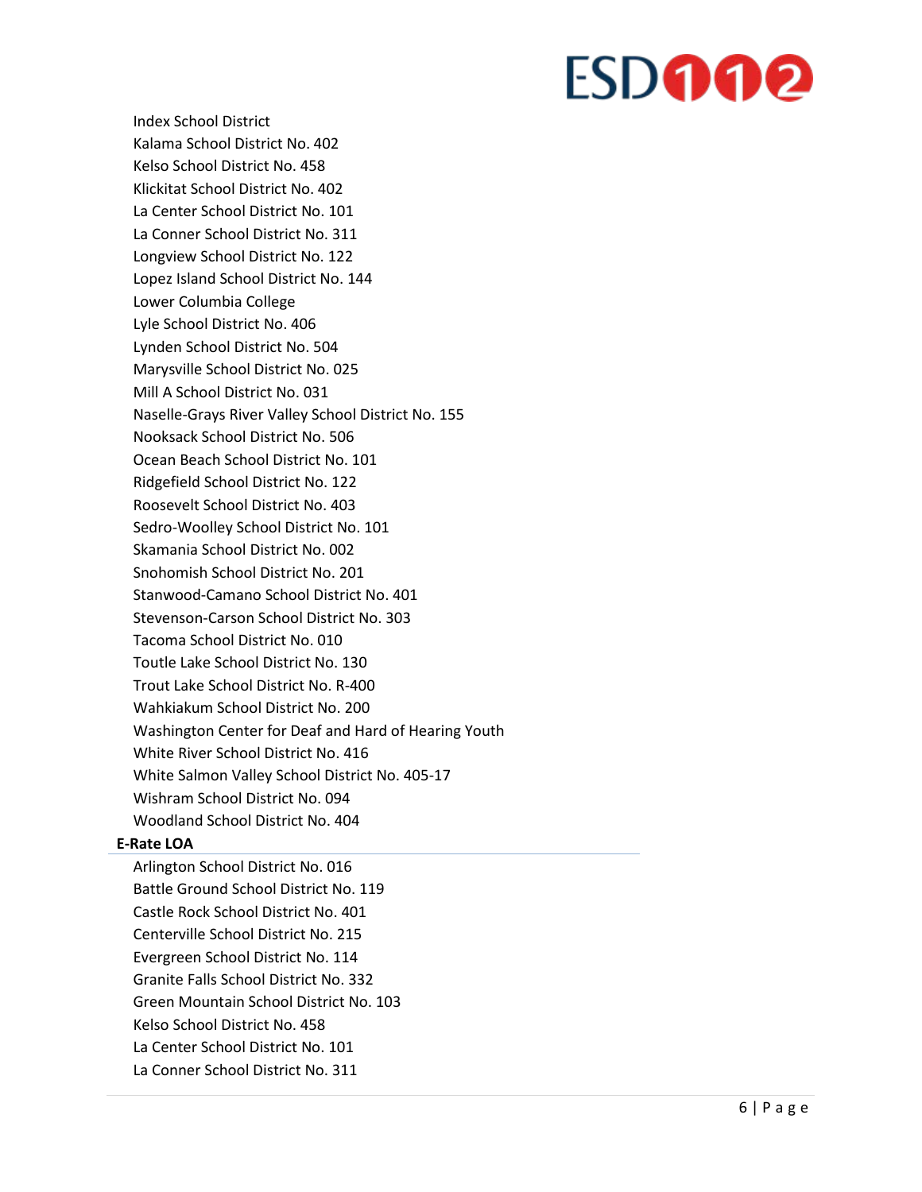- Index School District
- Kalama School District No. 402
- Kelso School District No. 458
- Klickitat School District No. 402
- La Center School District No. 101
- La Conner School District No. 311
- Longview School District No. 122
- Lopez Island School District No. 144
- Lower Columbia College
- Lyle School District No. 406
- Lynden School District No. 504
- Marysville School District No. 025
- Mill A School District No. 031
- Naselle-Grays River Valley School District No. 155
- Nooksack School District No. 506
- Ocean Beach School District No. 101
- Ridgefield School District No. 122
- Roosevelt School District No. 403
- Sedro-Woolley School District No. 101
- Skamania School District No. 002
- Snohomish School District No. 201
- Stanwood-Camano School District No. 401
- Stevenson-Carson School District No. 303
- Tacoma School District No. 010
- Toutle Lake School District No. 130
- Trout Lake School District No. R-400
- Wahkiakum School District No. 200
- Washington Center for Deaf and Hard of Hearing Youth
- White River School District No. 416
- White Salmon Valley School District No. 405-17
- Wishram School District No. 094
- Woodland School District No. 404

### E-Rate LOA

- Arlington School District No. 016
- Battle Ground School District No. 119
- Castle Rock School District No. 401
- Centerville School District No. 215
- Evergreen School District No. 114
- Granite Falls School District No. 332
- Green Mountain School District No. 103
- Kelso School District No. 458
- La Center School District No. 101
- La Conner School District No. 311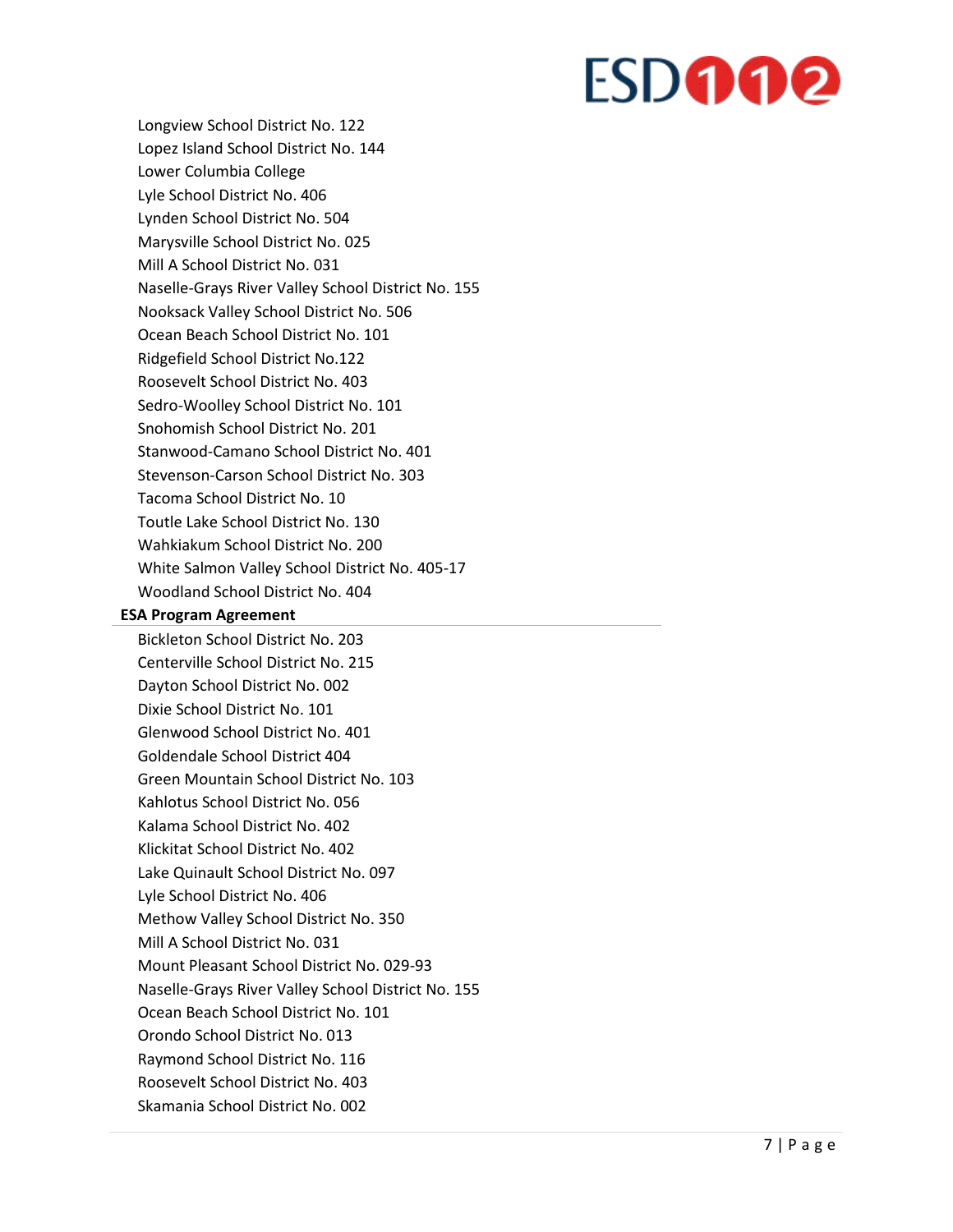Longview School District No. 122
Lopez Island School District No. 144
Lower Columbia College
Lyle School District No. 406
Lynden School District No. 504
Marysville School District No. 025
Mill A School District No. 031
Naselle-Grays River Valley School District No. 155
Nooksack Valley School District No. 506
Ocean Beach School District No. 101
Ridgefield School District No.122
Roosevelt School District No. 403
Sedro-Woolley School District No. 101
Snohomish School District No. 201
Stanwood-Camano School District No. 401
Stevenson-Carson School District No. 303
Tacoma School District No. 10
Toutle Lake School District No. 130
Wahkiakum School District No. 200
White Salmon Valley School District No. 405-17
Woodland School District No. 404

**ESA Program Agreement**

Bickleton School District No. 203
Centerville School District No. 215
Dayton School District No. 002
Dixie School District No. 101
Glenwood School District No. 401
Goldendale School District 404
Green Mountain School District No. 103
Kahlotus School District No. 056
Kalama School District No. 402
Klickitat School District No. 402
Lake Quinault School District No. 097
Lyle School District No. 406
Methow Valley School District No. 350
Mill A School District No. 031
Mount Pleasant School District No. 029-93
Naselle-Grays River Valley School District No. 155
Ocean Beach School District No. 101
Orondo School District No. 013
Raymond School District No. 116
Roosevelt School District No. 403
Skamania School District No. 002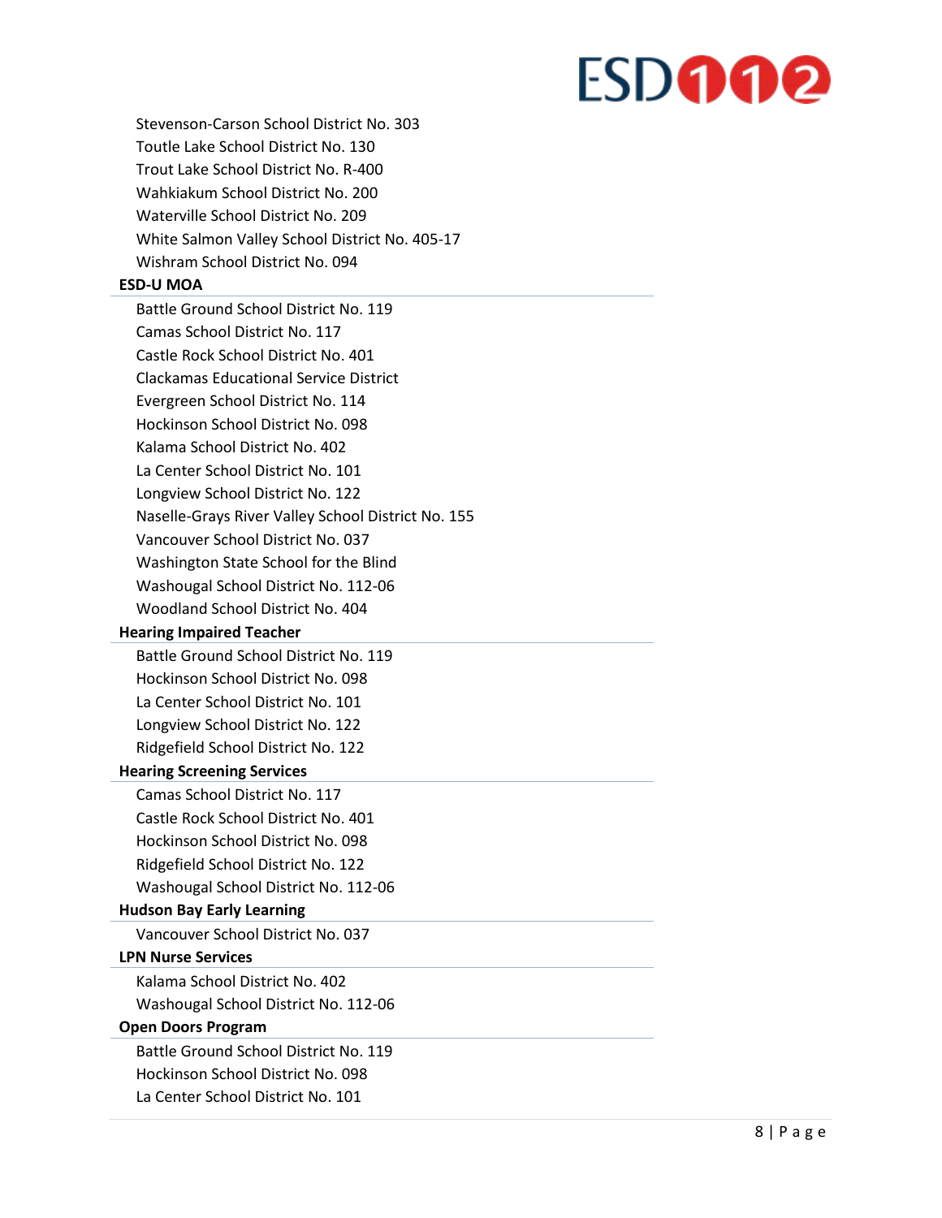Stevenson-Carson School District No. 303
Toutle Lake School District No. 130
Trout Lake School District No. R-400
Wahkiakum School District No. 200
Waterville School District No. 209
White Salmon Valley School District No. 405-17
Wishram School District No. 094

### ESD-U MOA

Battle Ground School District No. 119
Camas School District No. 117
Castle Rock School District No. 401
Clackamas Educational Service District
Evergreen School District No. 114
Hockinson School District No. 098
Kalama School District No. 402
La Center School District No. 101
Longview School District No. 122
Naselle-Grays River Valley School District No. 155
Vancouver School District No. 037
Washington State School for the Blind
Washougal School District No. 112-06
Woodland School District No. 404

### Hearing Impaired Teacher

Battle Ground School District No. 119
Hockinson School District No. 098
La Center School District No. 101
Longview School District No. 122
Ridgefield School District No. 122

### Hearing Screening Services

Camas School District No. 117
Castle Rock School District No. 401
Hockinson School District No. 098
Ridgefield School District No. 122
Washougal School District No. 112-06

### Hudson Bay Early Learning

Vancouver School District No. 037

### LPN Nurse Services

Kalama School District No. 402
Washougal School District No. 112-06

### Open Doors Program

Battle Ground School District No. 119
Hockinson School District No. 098
La Center School District No. 101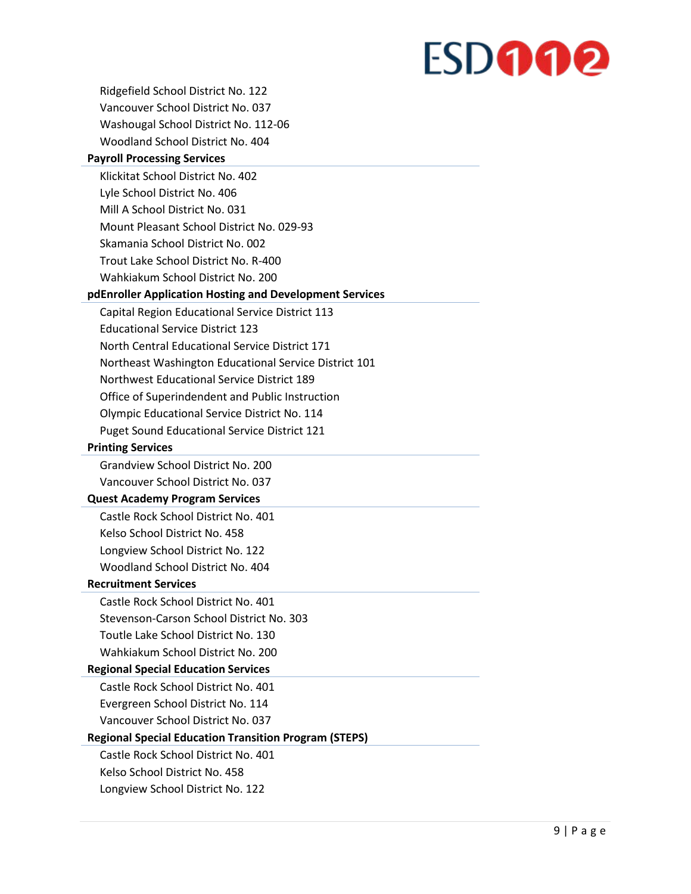- Ridgefield School District No. 122
- Vancouver School District No. 037
- Washougal School District No. 112-06
- Woodland School District No. 404

**Payroll Processing Services**

- Klickitat School District No. 402
- Lyle School District No. 406
- Mill A School District No. 031
- Mount Pleasant School District No. 029-93
- Skamania School District No. 002
- Trout Lake School District No. R-400
- Wahkiakum School District No. 200

**pdEnroller Application Hosting and Development Services**

- Capital Region Educational Service District 113
- Educational Service District 123
- North Central Educational Service District 171
- Northeast Washington Educational Service District 101
- Northwest Educational Service District 189
- Office of Superindendent and Public Instruction
- Olympic Educational Service District No. 114
- Puget Sound Educational Service District 121

**Printing Services**

- Grandview School District No. 200
- Vancouver School District No. 037

**Quest Academy Program Services**

- Castle Rock School District No. 401
- Kelso School District No. 458
- Longview School District No. 122
- Woodland School District No. 404

**Recruitment Services**

- Castle Rock School District No. 401
- Stevenson-Carson School District No. 303
- Toutle Lake School District No. 130
- Wahkiakum School District No. 200

**Regional Special Education Services**

- Castle Rock School District No. 401
- Evergreen School District No. 114
- Vancouver School District No. 037

**Regional Special Education Transition Program (STEPS)**

- Castle Rock School District No. 401
- Kelso School District No. 458
- Longview School District No. 122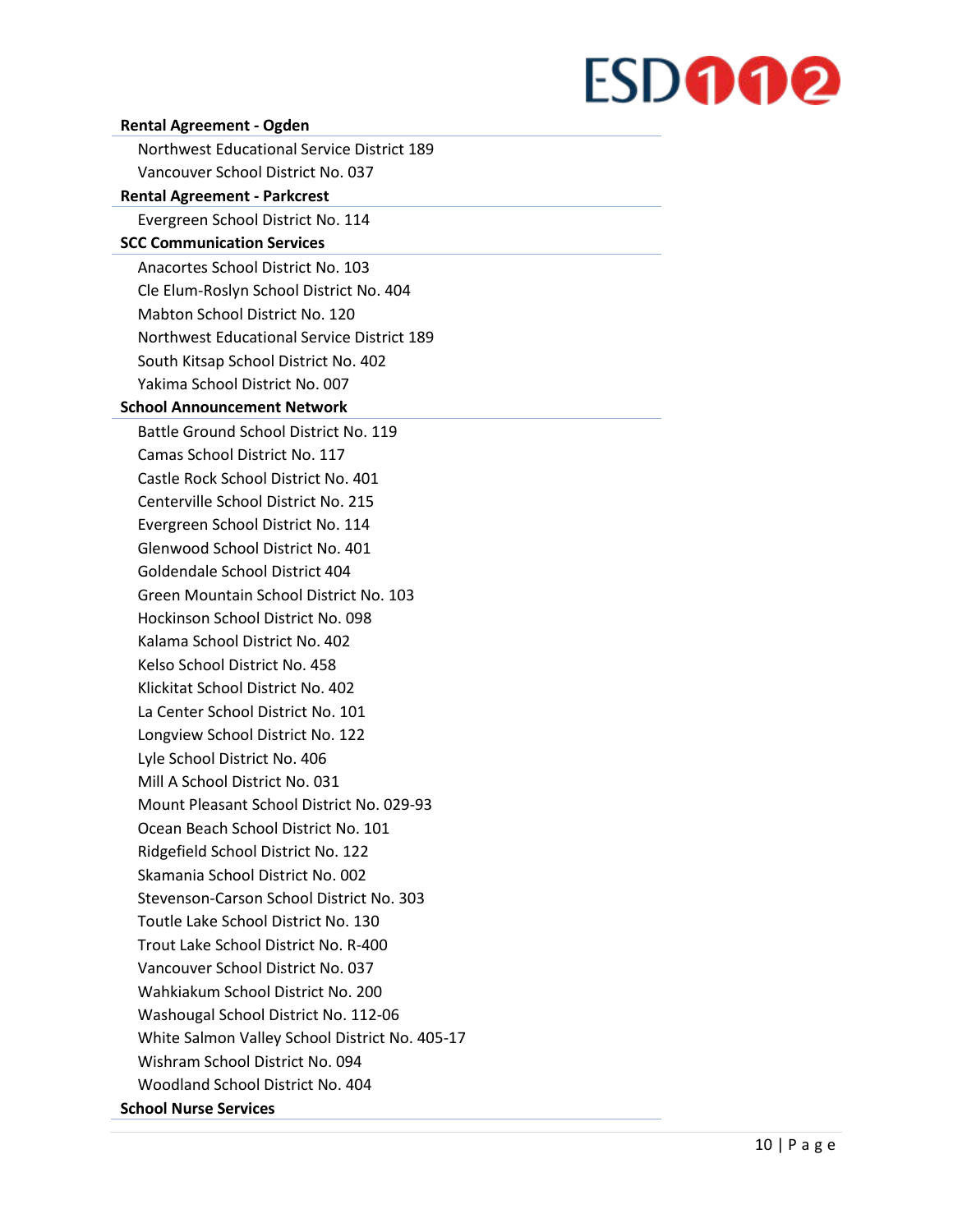**Rental Agreement - Ogden**

- Northwest Educational Service District 189
- Vancouver School District No. 037

**Rental Agreement - Parkcrest**

- Evergreen School District No. 114

**SCC Communication Services**

- Anacortes School District No. 103
- Cle Elum-Roslyn School District No. 404
- Mabton School District No. 120
- Northwest Educational Service District 189
- South Kitsap School District No. 402
- Yakima School District No. 007

**School Announcement Network**

- Battle Ground School District No. 119
- Camas School District No. 117
- Castle Rock School District No. 401
- Centerville School District No. 215
- Evergreen School District No. 114
- Glenwood School District No. 401
- Goldendale School District 404
- Green Mountain School District No. 103
- Hockinson School District No. 098
- Kalama School District No. 402
- Kelso School District No. 458
- Klickitat School District No. 402
- La Center School District No. 101
- Longview School District No. 122
- Lyle School District No. 406
- Mill A School District No. 031
- Mount Pleasant School District No. 029-93
- Ocean Beach School District No. 101
- Ridgefield School District No. 122
- Skamania School District No. 002
- Stevenson-Carson School District No. 303
- Toutle Lake School District No. 130
- Trout Lake School District No. R-400
- Vancouver School District No. 037
- Wahkiakum School District No. 200
- Washougal School District No. 112-06
- White Salmon Valley School District No. 405-17
- Wishram School District No. 094
- Woodland School District No. 404

**School Nurse Services**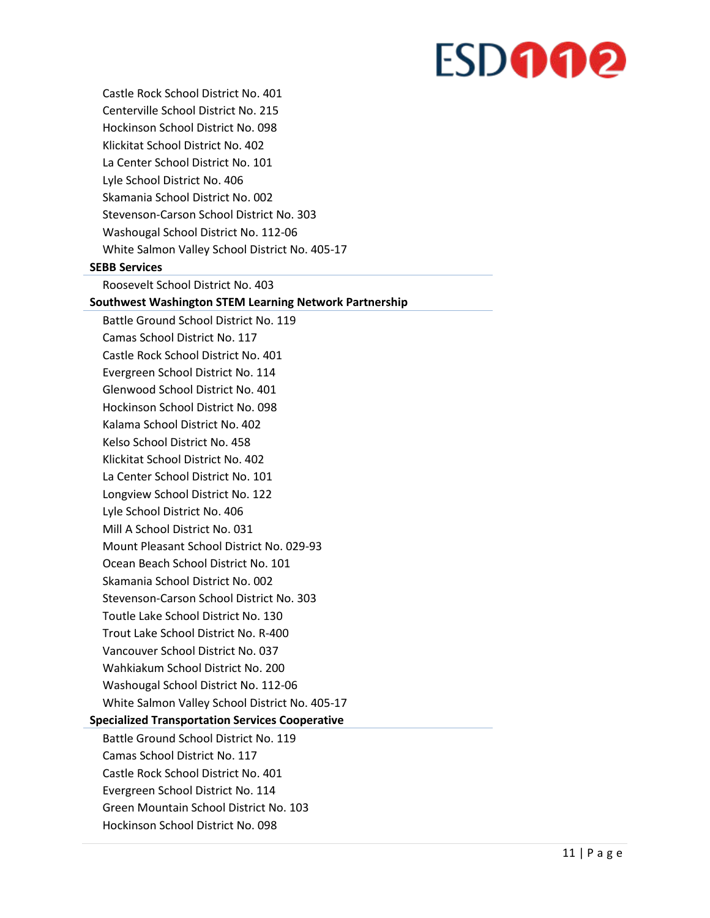Castle Rock School District No. 401
Centerville School District No. 215
Hockinson School District No. 098
Klickitat School District No. 402
La Center School District No. 101
Lyle School District No. 406
Skamania School District No. 002
Stevenson-Carson School District No. 303
Washougal School District No. 112-06
White Salmon Valley School District No. 405-17

**SEBB Services**

Roosevelt School District No. 403

**Southwest Washington STEM Learning Network Partnership**

Battle Ground School District No. 119
Camas School District No. 117
Castle Rock School District No. 401
Evergreen School District No. 114
Glenwood School District No. 401
Hockinson School District No. 098
Kalama School District No. 402
Kelso School District No. 458
Klickitat School District No. 402
La Center School District No. 101
Longview School District No. 122
Lyle School District No. 406
Mill A School District No. 031
Mount Pleasant School District No. 029-93
Ocean Beach School District No. 101
Skamania School District No. 002
Stevenson-Carson School District No. 303
Toutle Lake School District No. 130
Trout Lake School District No. R-400
Vancouver School District No. 037
Wahkiakum School District No. 200
Washougal School District No. 112-06
White Salmon Valley School District No. 405-17

**Specialized Transportation Services Cooperative**

Battle Ground School District No. 119
Camas School District No. 117
Castle Rock School District No. 401
Evergreen School District No. 114
Green Mountain School District No. 103
Hockinson School District No. 098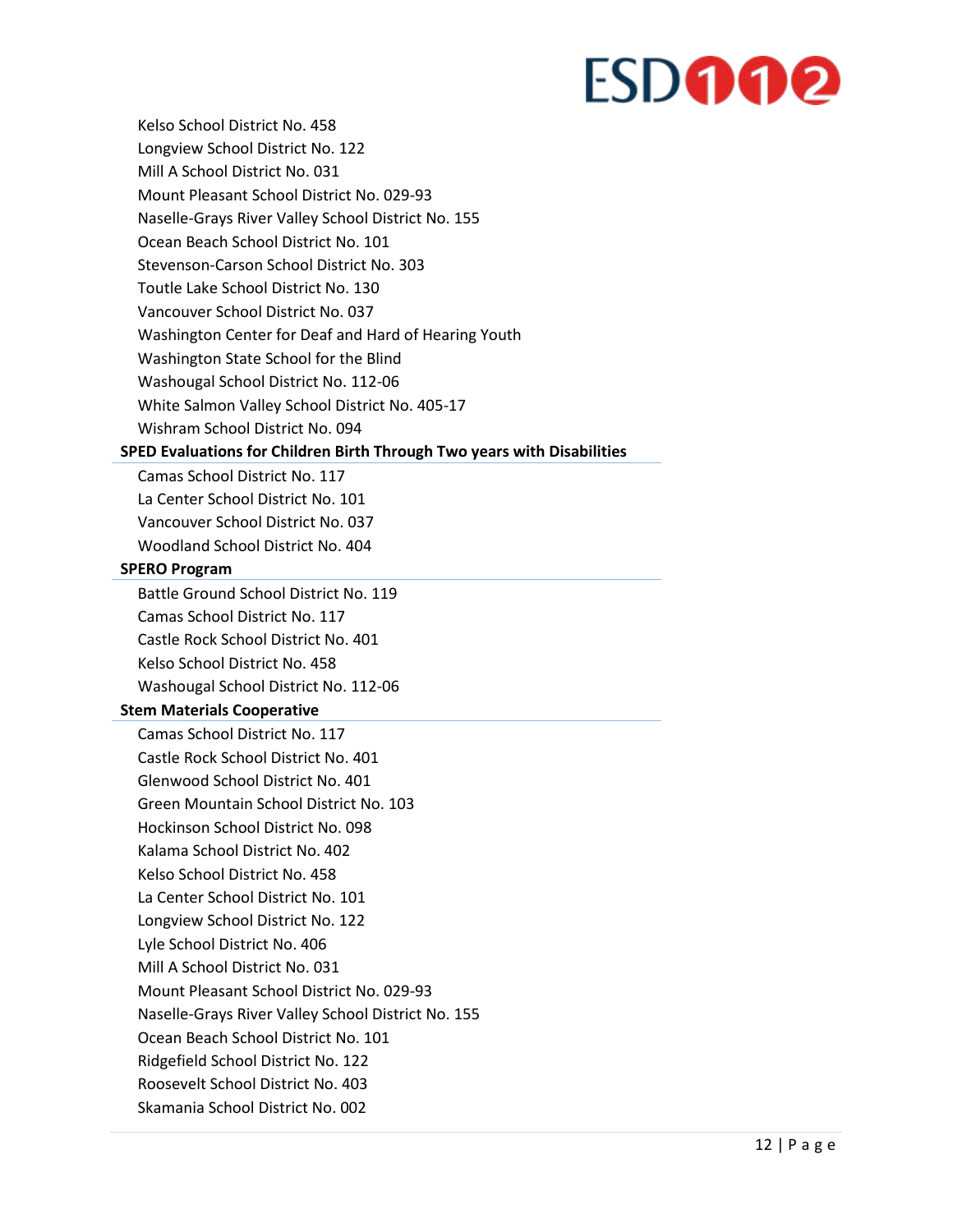- Kelso School District No. 458
- Longview School District No. 122
- Mill A School District No. 031
- Mount Pleasant School District No. 029-93
- Naselle-Grays River Valley School District No. 155
- Ocean Beach School District No. 101
- Stevenson-Carson School District No. 303
- Toutle Lake School District No. 130
- Vancouver School District No. 037
- Washington Center for Deaf and Hard of Hearing Youth
- Washington State School for the Blind
- Washougal School District No. 112-06
- White Salmon Valley School District No. 405-17
- Wishram School District No. 094

**SPED Evaluations for Children Birth Through Two years with Disabilities**

- Camas School District No. 117
- La Center School District No. 101
- Vancouver School District No. 037
- Woodland School District No. 404

**SPERO Program**

- Battle Ground School District No. 119
- Camas School District No. 117
- Castle Rock School District No. 401
- Kelso School District No. 458
- Washougal School District No. 112-06

**Stem Materials Cooperative**

- Camas School District No. 117
- Castle Rock School District No. 401
- Glenwood School District No. 401
- Green Mountain School District No. 103
- Hockinson School District No. 098
- Kalama School District No. 402
- Kelso School District No. 458
- La Center School District No. 101
- Longview School District No. 122
- Lyle School District No. 406
- Mill A School District No. 031
- Mount Pleasant School District No. 029-93
- Naselle-Grays River Valley School District No. 155
- Ocean Beach School District No. 101
- Ridgefield School District No. 122
- Roosevelt School District No. 403
- Skamania School District No. 002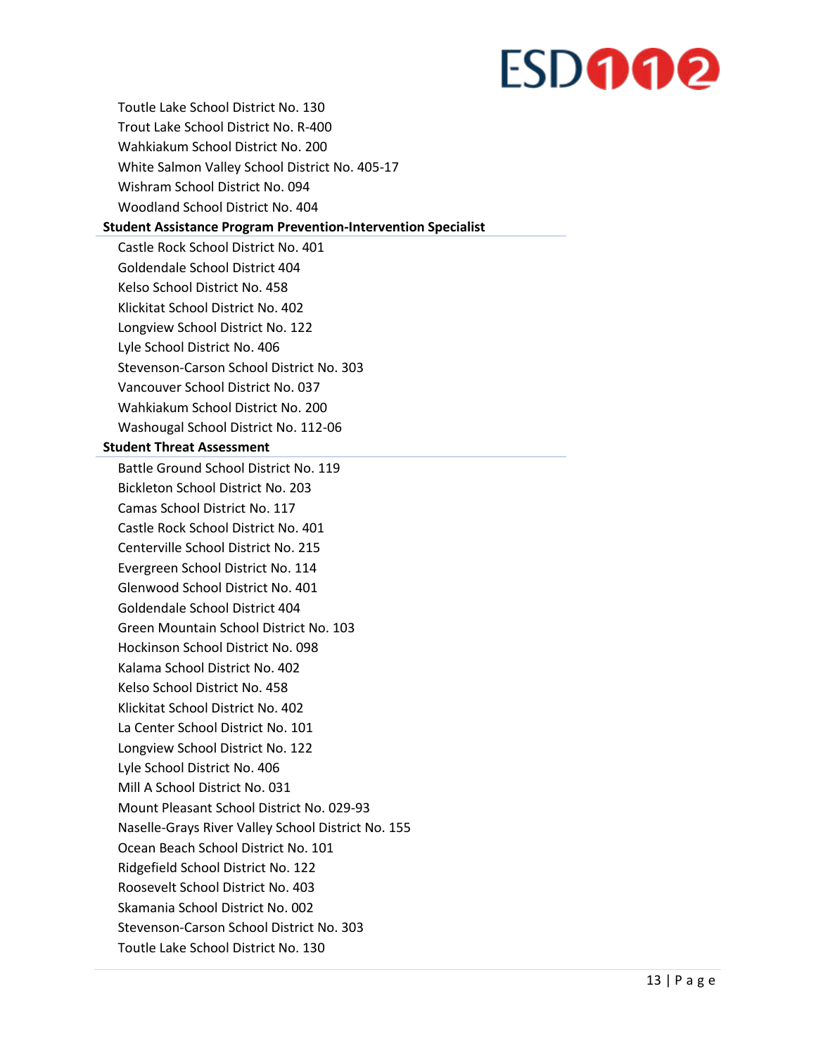- Toutle Lake School District No. 130
- Trout Lake School District No. R-400
- Wahkiakum School District No. 200
- White Salmon Valley School District No. 405-17
- Wishram School District No. 094
- Woodland School District No. 404

**Student Assistance Program Prevention-Intervention Specialist**

- Castle Rock School District No. 401
- Goldendale School District 404
- Kelso School District No. 458
- Klickitat School District No. 402
- Longview School District No. 122
- Lyle School District No. 406
- Stevenson-Carson School District No. 303
- Vancouver School District No. 037
- Wahkiakum School District No. 200
- Washougal School District No. 112-06

**Student Threat Assessment**

- Battle Ground School District No. 119
- Bickleton School District No. 203
- Camas School District No. 117
- Castle Rock School District No. 401
- Centerville School District No. 215
- Evergreen School District No. 114
- Glenwood School District No. 401
- Goldendale School District 404
- Green Mountain School District No. 103
- Hockinson School District No. 098
- Kalama School District No. 402
- Kelso School District No. 458
- Klickitat School District No. 402
- La Center School District No. 101
- Longview School District No. 122
- Lyle School District No. 406
- Mill A School District No. 031
- Mount Pleasant School District No. 029-93
- Naselle-Grays River Valley School District No. 155
- Ocean Beach School District No. 101
- Ridgefield School District No. 122
- Roosevelt School District No. 403
- Skamania School District No. 002
- Stevenson-Carson School District No. 303
- Toutle Lake School District No. 130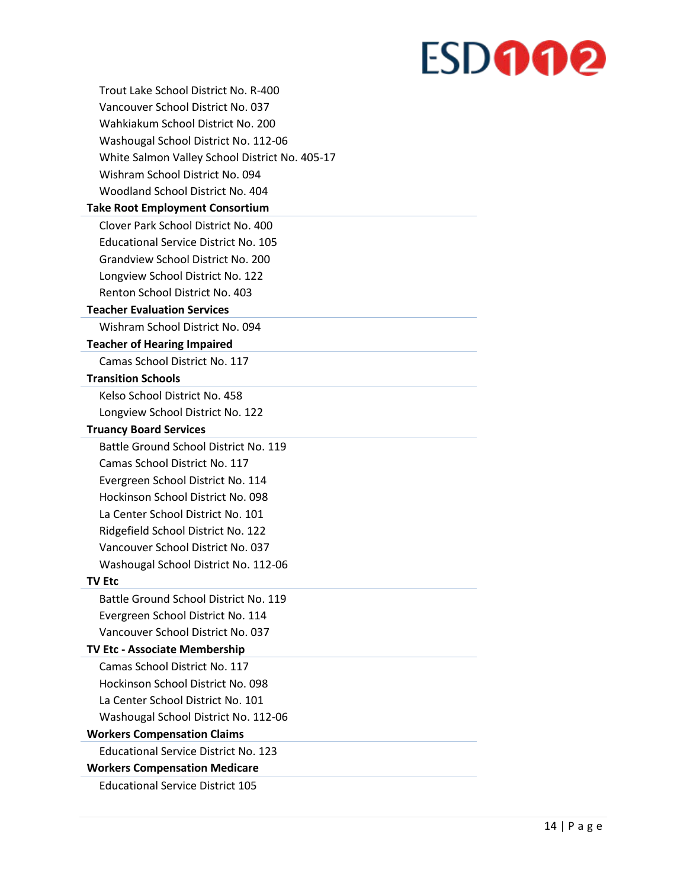- Trout Lake School District No. R-400
- Vancouver School District No. 037
- Wahkiakum School District No. 200
- Washougal School District No. 112-06
- White Salmon Valley School District No. 405-17
- Wishram School District No. 094
- Woodland School District No. 404

**Take Root Employment Consortium**

- Clover Park School District No. 400
- Educational Service District No. 105
- Grandview School District No. 200
- Longview School District No. 122
- Renton School District No. 403

**Teacher Evaluation Services**

- Wishram School District No. 094

**Teacher of Hearing Impaired**

- Camas School District No. 117

**Transition Schools**

- Kelso School District No. 458
- Longview School District No. 122

**Truancy Board Services**

- Battle Ground School District No. 119
- Camas School District No. 117
- Evergreen School District No. 114
- Hockinson School District No. 098
- La Center School District No. 101
- Ridgefield School District No. 122
- Vancouver School District No. 037
- Washougal School District No. 112-06

**TV Etc**

- Battle Ground School District No. 119
- Evergreen School District No. 114
- Vancouver School District No. 037

**TV Etc - Associate Membership**

- Camas School District No. 117
- Hockinson School District No. 098
- La Center School District No. 101
- Washougal School District No. 112-06

**Workers Compensation Claims**

- Educational Service District No. 123

**Workers Compensation Medicare**

- Educational Service District 105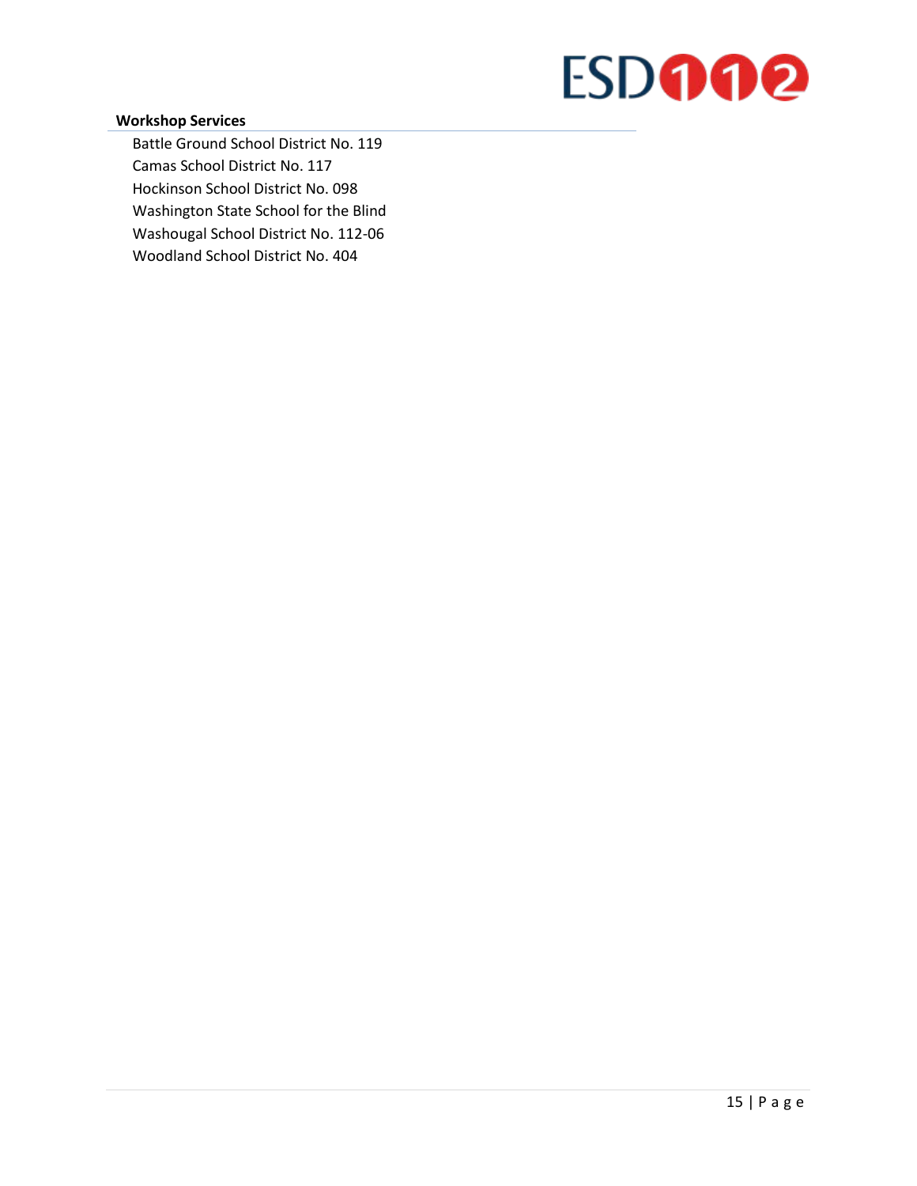**Workshop Services**

Battle Ground School District No. 119
Camas School District No. 117
Hockinson School District No. 098
Washington State School for the Blind
Washougal School District No. 112-06
Woodland School District No. 404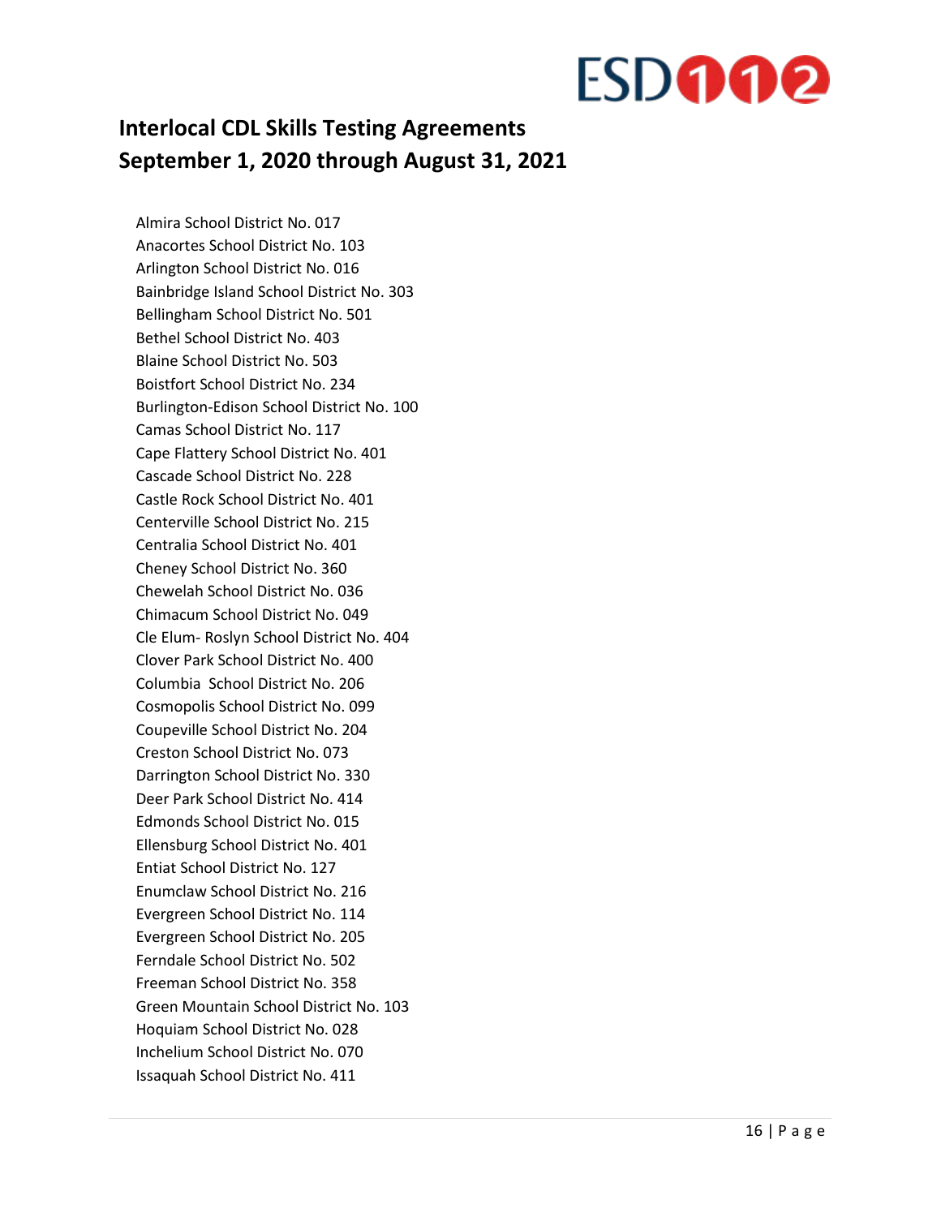# Interlocal CDL Skills Testing Agreements
# September 1, 2020 through August 31, 2021

Almira School District No. 017
Anacortes School District No. 103
Arlington School District No. 016
Bainbridge Island School District No. 303
Bellingham School District No. 501
Bethel School District No. 403
Blaine School District No. 503
Boistfort School District No. 234
Burlington-Edison School District No. 100
Camas School District No. 117
Cape Flattery School District No. 401
Cascade School District No. 228
Castle Rock School District No. 401
Centerville School District No. 215
Centralia School District No. 401
Cheney School District No. 360
Chewelah School District No. 036
Chimacum School District No. 049
Cle Elum- Roslyn School District No. 404
Clover Park School District No. 400
Columbia  School District No. 206
Cosmopolis School District No. 099
Coupeville School District No. 204
Creston School District No. 073
Darrington School District No. 330
Deer Park School District No. 414
Edmonds School District No. 015
Ellensburg School District No. 401
Entiat School District No. 127
Enumclaw School District No. 216
Evergreen School District No. 114
Evergreen School District No. 205
Ferndale School District No. 502
Freeman School District No. 358
Green Mountain School District No. 103
Hoquiam School District No. 028
Inchelium School District No. 070
Issaquah School District No. 411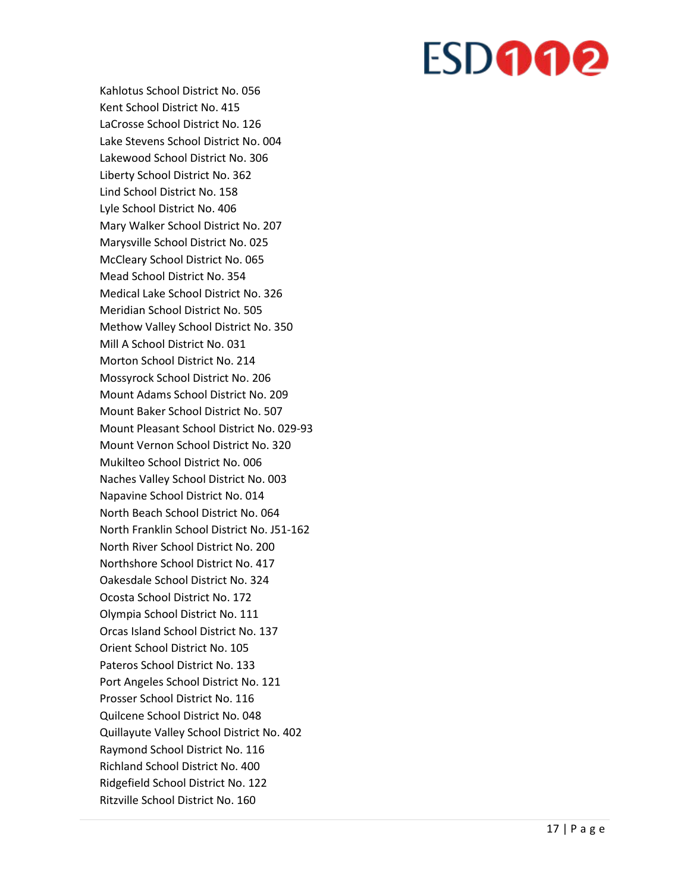Kahlotus School District No. 056
Kent School District No. 415
LaCrosse School District No. 126
Lake Stevens School District No. 004
Lakewood School District No. 306
Liberty School District No. 362
Lind School District No. 158
Lyle School District No. 406
Mary Walker School District No. 207
Marysville School District No. 025
McCleary School District No. 065
Mead School District No. 354
Medical Lake School District No. 326
Meridian School District No. 505
Methow Valley School District No. 350
Mill A School District No. 031
Morton School District No. 214
Mossyrock School District No. 206
Mount Adams School District No. 209
Mount Baker School District No. 507
Mount Pleasant School District No. 029-93
Mount Vernon School District No. 320
Mukilteo School District No. 006
Naches Valley School District No. 003
Napavine School District No. 014
North Beach School District No. 064
North Franklin School District No. J51-162
North River School District No. 200
Northshore School District No. 417
Oakesdale School District No. 324
Ocosta School District No. 172
Olympia School District No. 111
Orcas Island School District No. 137
Orient School District No. 105
Pateros School District No. 133
Port Angeles School District No. 121
Prosser School District No. 116
Quilcene School District No. 048
Quillayute Valley School District No. 402
Raymond School District No. 116
Richland School District No. 400
Ridgefield School District No. 122
Ritzville School District No. 160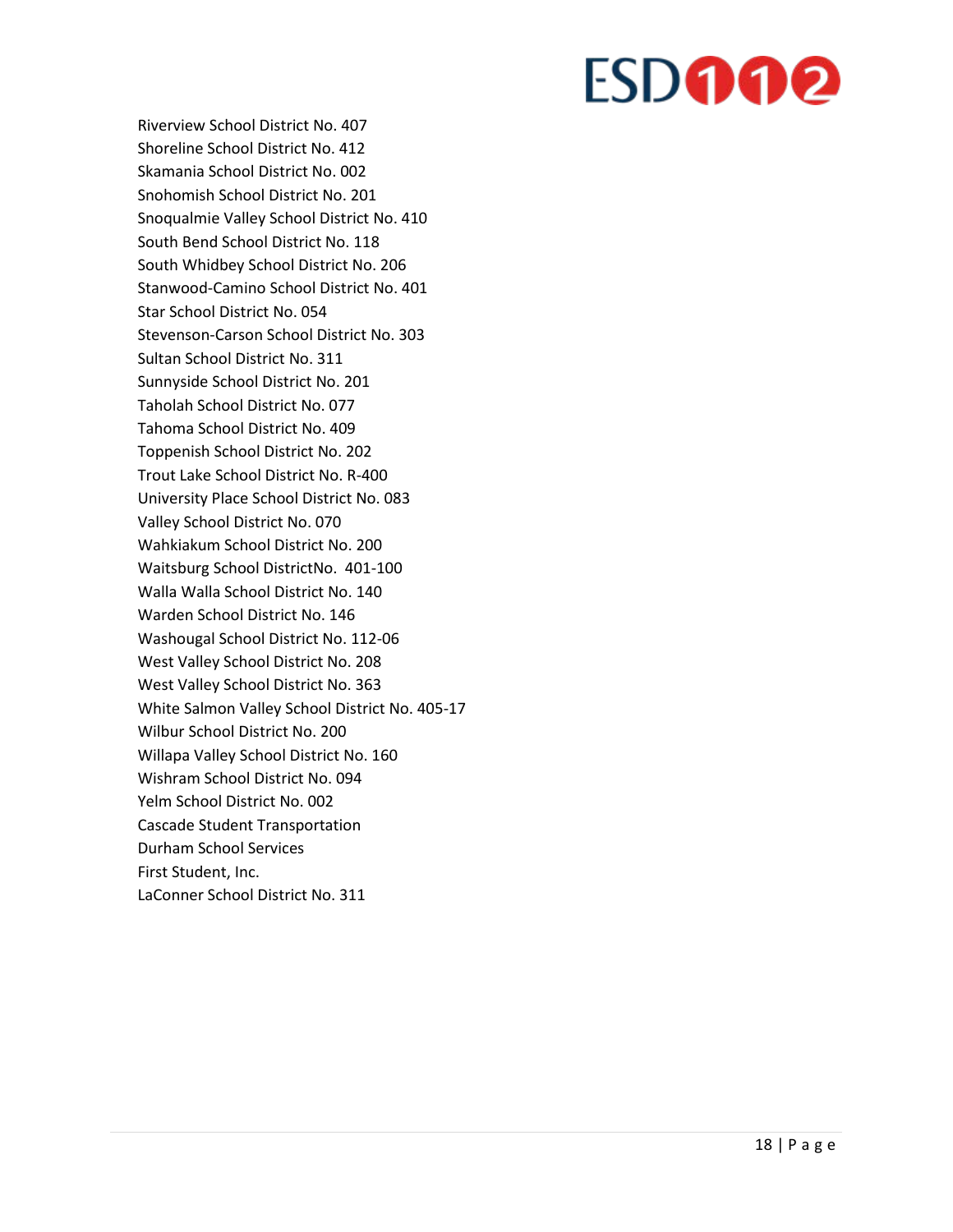Riverview School District No. 407
Shoreline School District No. 412
Skamania School District No. 002
Snohomish School District No. 201
Snoqualmie Valley School District No. 410
South Bend School District No. 118
South Whidbey School District No. 206
Stanwood-Camino School District No. 401
Star School District No. 054
Stevenson-Carson School District No. 303
Sultan School District No. 311
Sunnyside School District No. 201
Taholah School District No. 077
Tahoma School District No. 409
Toppenish School District No. 202
Trout Lake School District No. R-400
University Place School District No. 083
Valley School District No. 070
Wahkiakum School District No. 200
Waitsburg School DistrictNo.  401-100
Walla Walla School District No. 140
Warden School District No. 146
Washougal School District No. 112-06
West Valley School District No. 208
West Valley School District No. 363
White Salmon Valley School District No. 405-17
Wilbur School District No. 200
Willapa Valley School District No. 160
Wishram School District No. 094
Yelm School District No. 002
Cascade Student Transportation
Durham School Services
First Student, Inc.
LaConner School District No. 311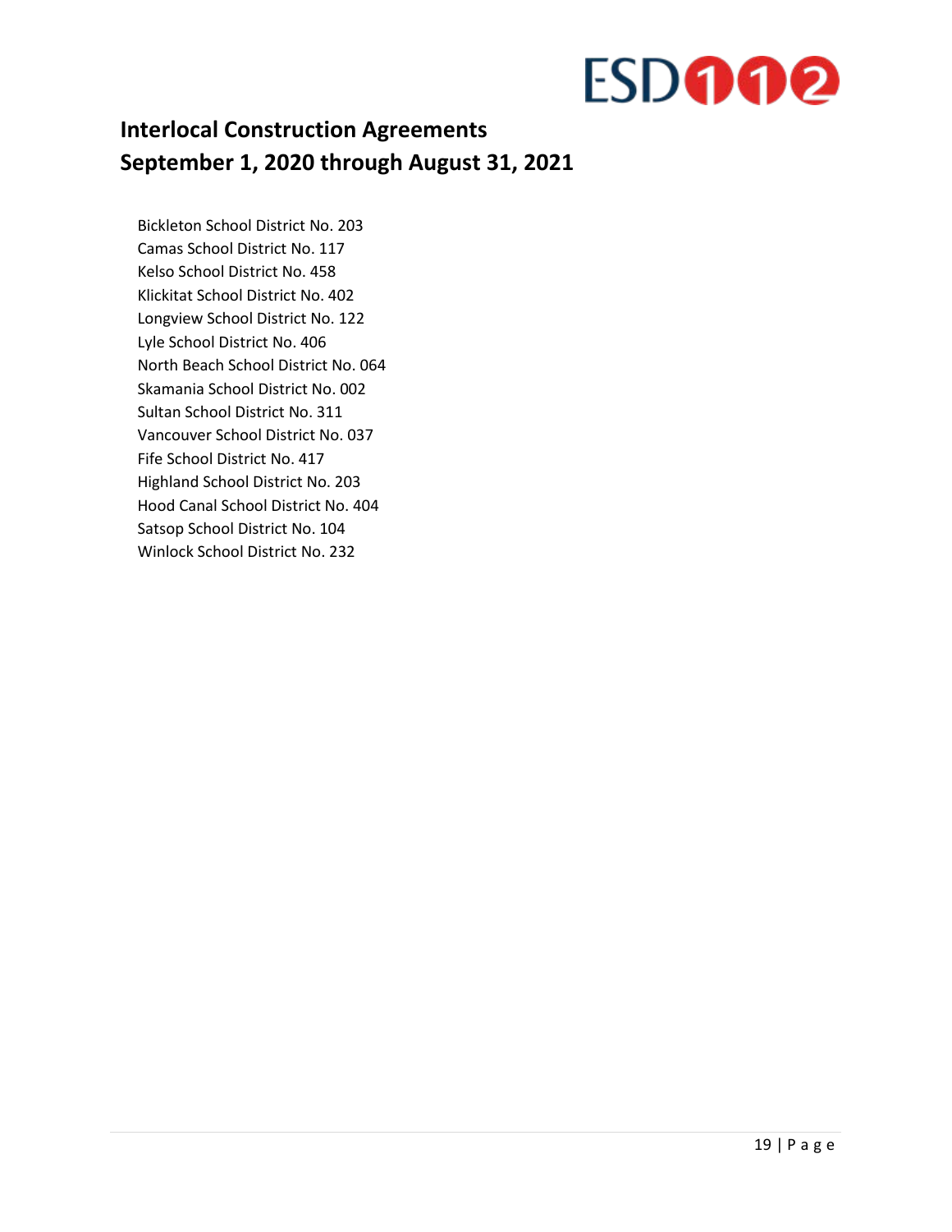## Interlocal Construction Agreements
## September 1, 2020 through August 31, 2021

Bickleton School District No. 203
Camas School District No. 117
Kelso School District No. 458
Klickitat School District No. 402
Longview School District No. 122
Lyle School District No. 406
North Beach School District No. 064
Skamania School District No. 002
Sultan School District No. 311
Vancouver School District No. 037
Fife School District No. 417
Highland School District No. 203
Hood Canal School District No. 404
Satsop School District No. 104
Winlock School District No. 232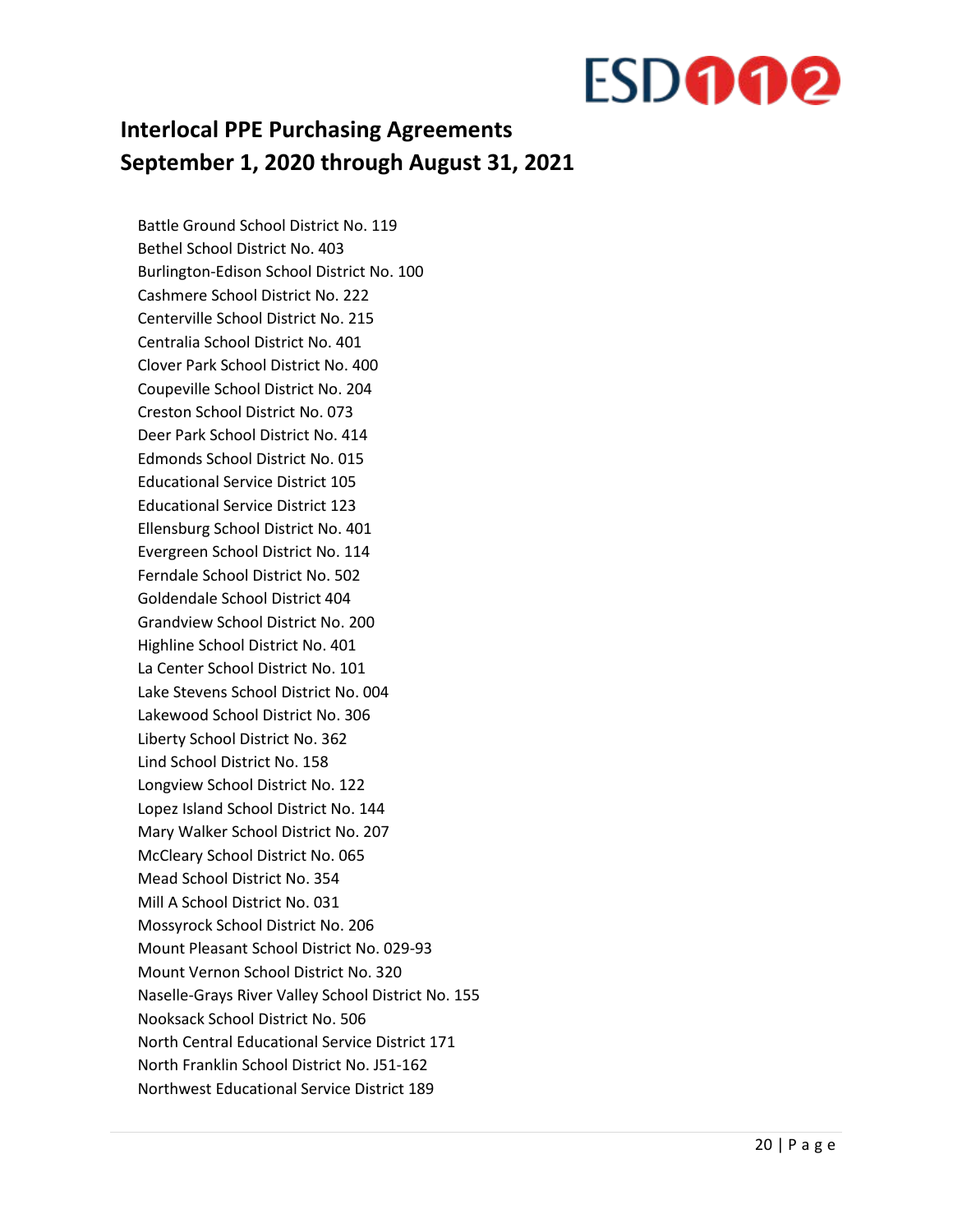## Interlocal PPE Purchasing Agreements
## September 1, 2020 through August 31, 2021

Battle Ground School District No. 119
Bethel School District No. 403
Burlington-Edison School District No. 100
Cashmere School District No. 222
Centerville School District No. 215
Centralia School District No. 401
Clover Park School District No. 400
Coupeville School District No. 204
Creston School District No. 073
Deer Park School District No. 414
Edmonds School District No. 015
Educational Service District 105
Educational Service District 123
Ellensburg School District No. 401
Evergreen School District No. 114
Ferndale School District No. 502
Goldendale School District 404
Grandview School District No. 200
Highline School District No. 401
La Center School District No. 101
Lake Stevens School District No. 004
Lakewood School District No. 306
Liberty School District No. 362
Lind School District No. 158
Longview School District No. 122
Lopez Island School District No. 144
Mary Walker School District No. 207
McCleary School District No. 065
Mead School District No. 354
Mill A School District No. 031
Mossyrock School District No. 206
Mount Pleasant School District No. 029-93
Mount Vernon School District No. 320
Naselle-Grays River Valley School District No. 155
Nooksack School District No. 506
North Central Educational Service District 171
North Franklin School District No. J51-162
Northwest Educational Service District 189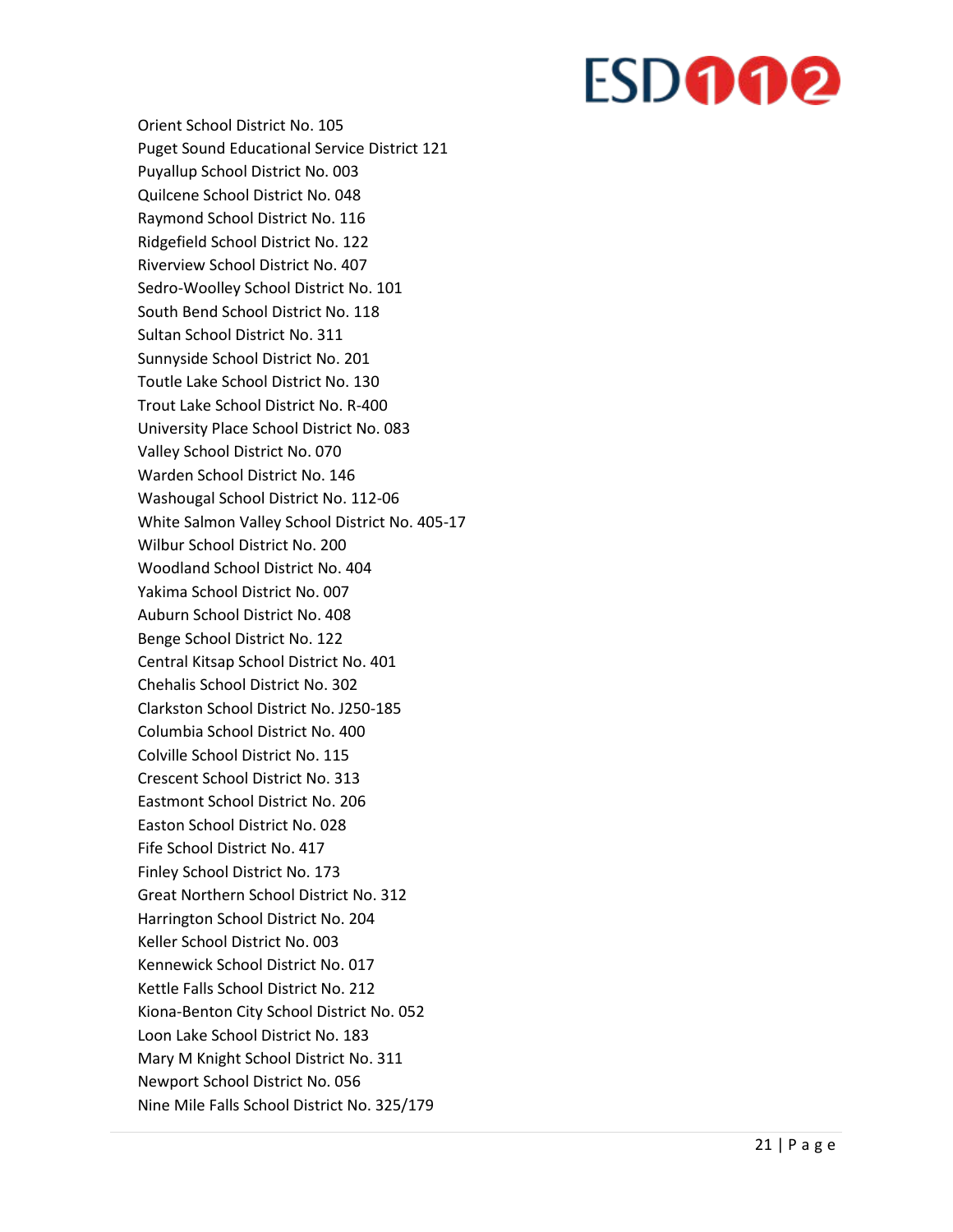Orient School District No. 105
Puget Sound Educational Service District 121
Puyallup School District No. 003
Quilcene School District No. 048
Raymond School District No. 116
Ridgefield School District No. 122
Riverview School District No. 407
Sedro-Woolley School District No. 101
South Bend School District No. 118
Sultan School District No. 311
Sunnyside School District No. 201
Toutle Lake School District No. 130
Trout Lake School District No. R-400
University Place School District No. 083
Valley School District No. 070
Warden School District No. 146
Washougal School District No. 112-06
White Salmon Valley School District No. 405-17
Wilbur School District No. 200
Woodland School District No. 404
Yakima School District No. 007
Auburn School District No. 408
Benge School District No. 122
Central Kitsap School District No. 401
Chehalis School District No. 302
Clarkston School District No. J250-185
Columbia School District No. 400
Colville School District No. 115
Crescent School District No. 313
Eastmont School District No. 206
Easton School District No. 028
Fife School District No. 417
Finley School District No. 173
Great Northern School District No. 312
Harrington School District No. 204
Keller School District No. 003
Kennewick School District No. 017
Kettle Falls School District No. 212
Kiona-Benton City School District No. 052
Loon Lake School District No. 183
Mary M Knight School District No. 311
Newport School District No. 056
Nine Mile Falls School District No. 325/179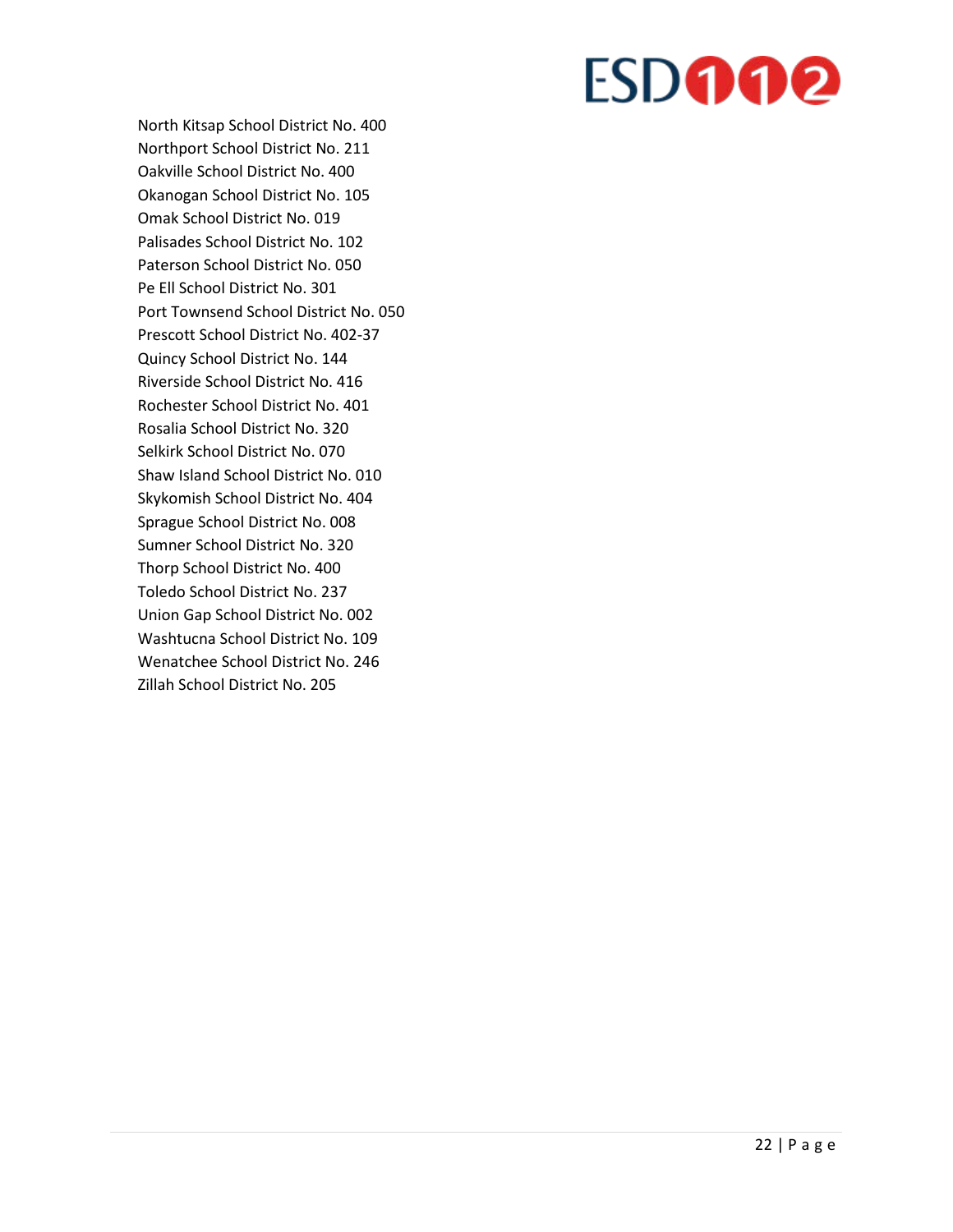North Kitsap School District No. 400
Northport School District No. 211
Oakville School District No. 400
Okanogan School District No. 105
Omak School District No. 019
Palisades School District No. 102
Paterson School District No. 050
Pe Ell School District No. 301
Port Townsend School District No. 050
Prescott School District No. 402-37
Quincy School District No. 144
Riverside School District No. 416
Rochester School District No. 401
Rosalia School District No. 320
Selkirk School District No. 070
Shaw Island School District No. 010
Skykomish School District No. 404
Sprague School District No. 008
Sumner School District No. 320
Thorp School District No. 400
Toledo School District No. 237
Union Gap School District No. 002
Washtucna School District No. 109
Wenatchee School District No. 246
Zillah School District No. 205